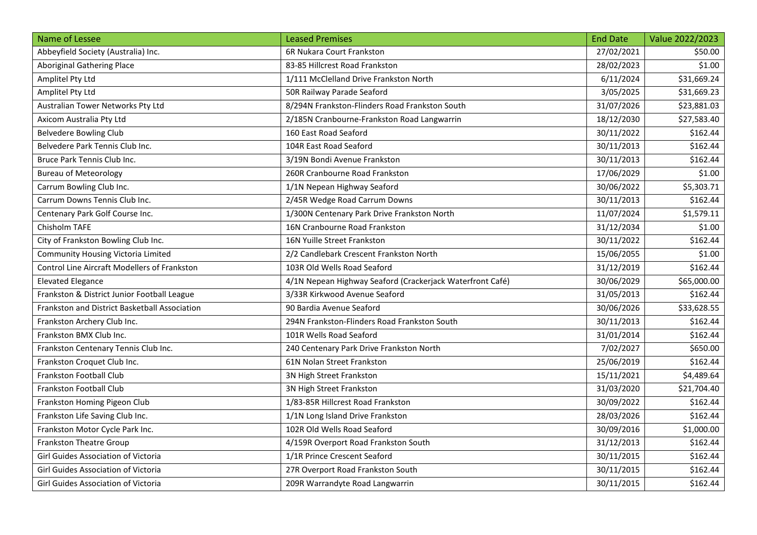| Name of Lessee | Leased Premises | End Date | Value 2022/2023 |
|---|---|---|---|
| Abbeyfield Society (Australia) Inc. | 6R Nukara Court Frankston | 27/02/2021 | $50.00 |
| Aboriginal Gathering Place | 83-85 Hillcrest Road Frankston | 28/02/2023 | $1.00 |
| Amplitel Pty Ltd | 1/111 McClelland Drive Frankston North | 6/11/2024 | $31,669.24 |
| Amplitel Pty Ltd | 50R Railway Parade Seaford | 3/05/2025 | $31,669.23 |
| Australian Tower Networks Pty Ltd | 8/294N Frankston-Flinders Road Frankston South | 31/07/2026 | $23,881.03 |
| Axicom Australia Pty Ltd | 2/185N Cranbourne-Frankston Road Langwarrin | 18/12/2030 | $27,583.40 |
| Belvedere Bowling Club | 160 East Road Seaford | 30/11/2022 | $162.44 |
| Belvedere Park Tennis Club Inc. | 104R East Road Seaford | 30/11/2013 | $162.44 |
| Bruce Park Tennis Club Inc. | 3/19N Bondi Avenue Frankston | 30/11/2013 | $162.44 |
| Bureau of Meteorology | 260R Cranbourne Road Frankston | 17/06/2029 | $1.00 |
| Carrum Bowling Club Inc. | 1/1N Nepean Highway Seaford | 30/06/2022 | $5,303.71 |
| Carrum Downs Tennis Club Inc. | 2/45R Wedge Road Carrum Downs | 30/11/2013 | $162.44 |
| Centenary Park Golf Course Inc. | 1/300N Centenary Park Drive Frankston North | 11/07/2024 | $1,579.11 |
| Chisholm TAFE | 16N Cranbourne Road Frankston | 31/12/2034 | $1.00 |
| City of Frankston Bowling Club Inc. | 16N Yuille Street Frankston | 30/11/2022 | $162.44 |
| Community Housing Victoria Limited | 2/2 Candlebark Crescent Frankston North | 15/06/2055 | $1.00 |
| Control Line Aircraft Modellers of Frankston | 103R Old Wells Road Seaford | 31/12/2019 | $162.44 |
| Elevated Elegance | 4/1N Nepean Highway Seaford (Crackerjack Waterfront Café) | 30/06/2029 | $65,000.00 |
| Frankston & District Junior Football League | 3/33R Kirkwood Avenue Seaford | 31/05/2013 | $162.44 |
| Frankston and District Basketball Association | 90 Bardia Avenue Seaford | 30/06/2026 | $33,628.55 |
| Frankston Archery Club Inc. | 294N Frankston-Flinders Road Frankston South | 30/11/2013 | $162.44 |
| Frankston BMX Club Inc. | 101R Wells Road Seaford | 31/01/2014 | $162.44 |
| Frankston Centenary Tennis Club Inc. | 240 Centenary Park Drive Frankston North | 7/02/2027 | $650.00 |
| Frankston Croquet Club Inc. | 61N Nolan Street Frankston | 25/06/2019 | $162.44 |
| Frankston Football Club | 3N High Street Frankston | 15/11/2021 | $4,489.64 |
| Frankston Football Club | 3N High Street Frankston | 31/03/2020 | $21,704.40 |
| Frankston Homing Pigeon Club | 1/83-85R Hillcrest Road Frankston | 30/09/2022 | $162.44 |
| Frankston Life Saving Club Inc. | 1/1N Long Island Drive Frankston | 28/03/2026 | $162.44 |
| Frankston Motor Cycle Park Inc. | 102R Old Wells Road Seaford | 30/09/2016 | $1,000.00 |
| Frankston Theatre Group | 4/159R Overport Road Frankston South | 31/12/2013 | $162.44 |
| Girl Guides Association of Victoria | 1/1R Prince Crescent Seaford | 30/11/2015 | $162.44 |
| Girl Guides Association of Victoria | 27R Overport Road Frankston South | 30/11/2015 | $162.44 |
| Girl Guides Association of Victoria | 209R Warrandyte Road Langwarrin | 30/11/2015 | $162.44 |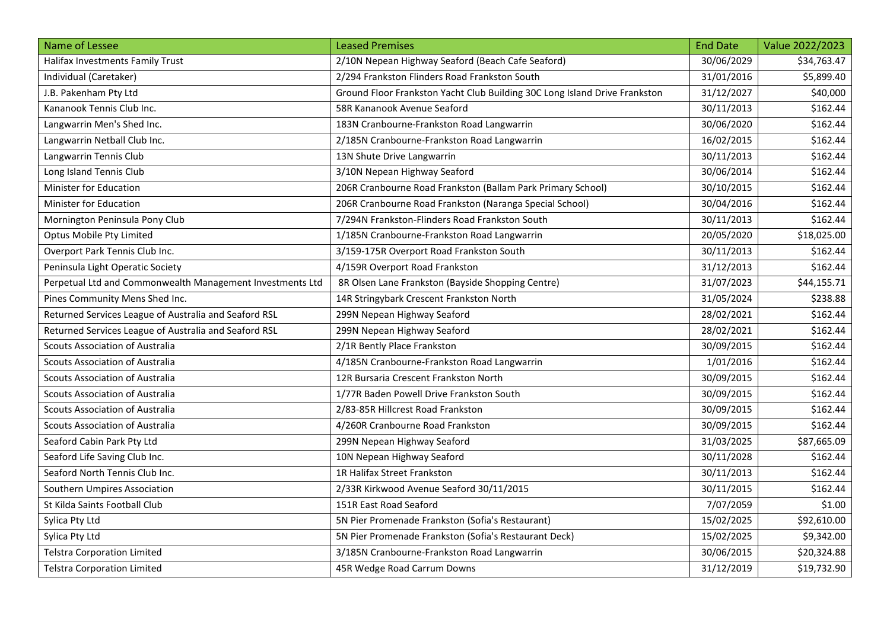| Name of Lessee | Leased Premises | End Date | Value 2022/2023 |
|---|---|---|---|
| Halifax Investments Family Trust | 2/10N Nepean Highway Seaford (Beach Cafe Seaford) | 30/06/2029 | $34,763.47 |
| Individual (Caretaker) | 2/294 Frankston Flinders Road Frankston South | 31/01/2016 | $5,899.40 |
| J.B. Pakenham Pty Ltd | Ground Floor Frankston Yacht Club Building 30C Long Island Drive Frankston | 31/12/2027 | $40,000 |
| Kananook Tennis Club Inc. | 58R Kananook Avenue Seaford | 30/11/2013 | $162.44 |
| Langwarrin Men's Shed Inc. | 183N Cranbourne-Frankston Road Langwarrin | 30/06/2020 | $162.44 |
| Langwarrin Netball Club Inc. | 2/185N Cranbourne-Frankston Road Langwarrin | 16/02/2015 | $162.44 |
| Langwarrin Tennis Club | 13N Shute Drive Langwarrin | 30/11/2013 | $162.44 |
| Long Island Tennis Club | 3/10N Nepean Highway Seaford | 30/06/2014 | $162.44 |
| Minister for Education | 206R Cranbourne Road Frankston (Ballam Park Primary School) | 30/10/2015 | $162.44 |
| Minister for Education | 206R Cranbourne Road Frankston (Naranga Special School) | 30/04/2016 | $162.44 |
| Mornington Peninsula Pony Club | 7/294N Frankston-Flinders Road Frankston South | 30/11/2013 | $162.44 |
| Optus Mobile Pty Limited | 1/185N Cranbourne-Frankston Road Langwarrin | 20/05/2020 | $18,025.00 |
| Overport Park Tennis Club Inc. | 3/159-175R Overport Road Frankston South | 30/11/2013 | $162.44 |
| Peninsula Light Operatic Society | 4/159R Overport Road Frankston | 31/12/2013 | $162.44 |
| Perpetual Ltd and Commonwealth Management Investments Ltd | 8R Olsen Lane Frankston (Bayside Shopping Centre) | 31/07/2023 | $44,155.71 |
| Pines Community Mens Shed Inc. | 14R Stringybark Crescent Frankston North | 31/05/2024 | $238.88 |
| Returned Services League of Australia and Seaford RSL | 299N Nepean Highway Seaford | 28/02/2021 | $162.44 |
| Returned Services League of Australia and Seaford RSL | 299N Nepean Highway Seaford | 28/02/2021 | $162.44 |
| Scouts Association of Australia | 2/1R Bently Place Frankston | 30/09/2015 | $162.44 |
| Scouts Association of Australia | 4/185N Cranbourne-Frankston Road Langwarrin | 1/01/2016 | $162.44 |
| Scouts Association of Australia | 12R Bursaria Crescent Frankston North | 30/09/2015 | $162.44 |
| Scouts Association of Australia | 1/77R Baden Powell Drive Frankston South | 30/09/2015 | $162.44 |
| Scouts Association of Australia | 2/83-85R Hillcrest Road Frankston | 30/09/2015 | $162.44 |
| Scouts Association of Australia | 4/260R Cranbourne Road Frankston | 30/09/2015 | $162.44 |
| Seaford Cabin Park Pty Ltd | 299N Nepean Highway Seaford | 31/03/2025 | $87,665.09 |
| Seaford Life Saving Club Inc. | 10N Nepean Highway Seaford | 30/11/2028 | $162.44 |
| Seaford North Tennis Club Inc. | 1R Halifax Street Frankston | 30/11/2013 | $162.44 |
| Southern Umpires Association | 2/33R Kirkwood Avenue Seaford 30/11/2015 | 30/11/2015 | $162.44 |
| St Kilda Saints Football Club | 151R East Road Seaford | 7/07/2059 | $1.00 |
| Sylica Pty Ltd | 5N Pier Promenade Frankston (Sofia's Restaurant) | 15/02/2025 | $92,610.00 |
| Sylica Pty Ltd | 5N Pier Promenade Frankston (Sofia's Restaurant Deck) | 15/02/2025 | $9,342.00 |
| Telstra Corporation Limited | 3/185N Cranbourne-Frankston Road Langwarrin | 30/06/2015 | $20,324.88 |
| Telstra Corporation Limited | 45R Wedge Road Carrum Downs | 31/12/2019 | $19,732.90 |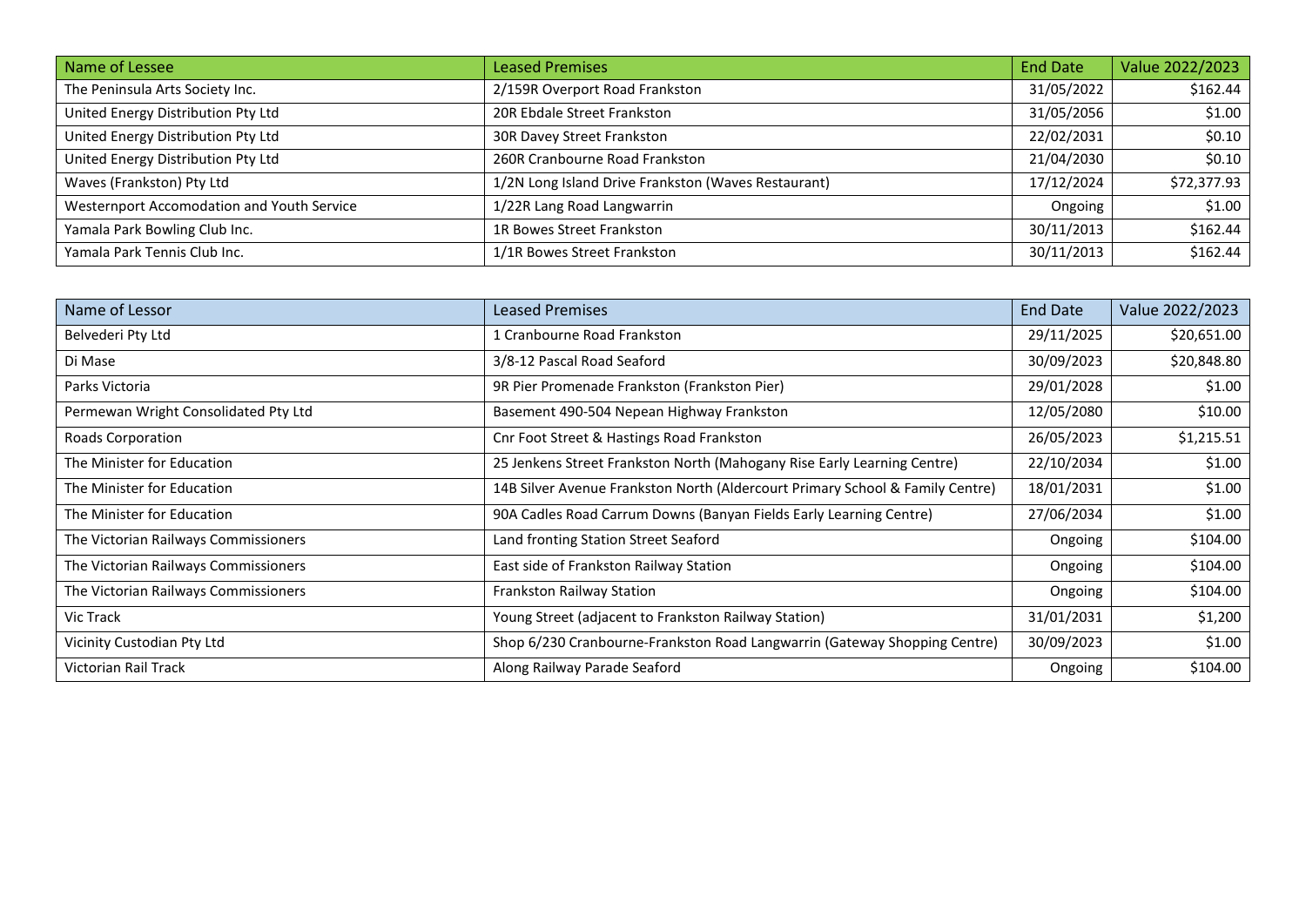| Name of Lessee | Leased Premises | End Date | Value 2022/2023 |
| --- | --- | --- | --- |
| The Peninsula Arts Society Inc. | 2/159R Overport Road Frankston | 31/05/2022 | $162.44 |
| United Energy Distribution Pty Ltd | 20R Ebdale Street Frankston | 31/05/2056 | $1.00 |
| United Energy Distribution Pty Ltd | 30R Davey Street Frankston | 22/02/2031 | $0.10 |
| United Energy Distribution Pty Ltd | 260R Cranbourne Road Frankston | 21/04/2030 | $0.10 |
| Waves (Frankston) Pty Ltd | 1/2N Long Island Drive Frankston (Waves Restaurant) | 17/12/2024 | $72,377.93 |
| Westernport Accomodation and Youth Service | 1/22R Lang Road Langwarrin | Ongoing | $1.00 |
| Yamala Park Bowling Club Inc. | 1R Bowes Street Frankston | 30/11/2013 | $162.44 |
| Yamala Park Tennis Club Inc. | 1/1R Bowes Street Frankston | 30/11/2013 | $162.44 |

| Name of Lessor | Leased Premises | End Date | Value 2022/2023 |
| --- | --- | --- | --- |
| Belvederi Pty Ltd | 1 Cranbourne Road Frankston | 29/11/2025 | $20,651.00 |
| Di Mase | 3/8-12 Pascal Road Seaford | 30/09/2023 | $20,848.80 |
| Parks Victoria | 9R Pier Promenade Frankston (Frankston Pier) | 29/01/2028 | $1.00 |
| Permewan Wright Consolidated Pty Ltd | Basement 490-504 Nepean Highway Frankston | 12/05/2080 | $10.00 |
| Roads Corporation | Cnr Foot Street & Hastings Road Frankston | 26/05/2023 | $1,215.51 |
| The Minister for Education | 25 Jenkens Street Frankston North (Mahogany Rise Early Learning Centre) | 22/10/2034 | $1.00 |
| The Minister for Education | 14B Silver Avenue Frankston North (Aldercourt Primary School & Family Centre) | 18/01/2031 | $1.00 |
| The Minister for Education | 90A Cadles Road Carrum Downs (Banyan Fields Early Learning Centre) | 27/06/2034 | $1.00 |
| The Victorian Railways Commissioners | Land fronting Station Street Seaford | Ongoing | $104.00 |
| The Victorian Railways Commissioners | East side of Frankston Railway Station | Ongoing | $104.00 |
| The Victorian Railways Commissioners | Frankston Railway Station | Ongoing | $104.00 |
| Vic Track | Young Street (adjacent to Frankston Railway Station) | 31/01/2031 | $1,200 |
| Vicinity Custodian Pty Ltd | Shop 6/230 Cranbourne-Frankston Road Langwarrin (Gateway Shopping Centre) | 30/09/2023 | $1.00 |
| Victorian Rail Track | Along Railway Parade Seaford | Ongoing | $104.00 |